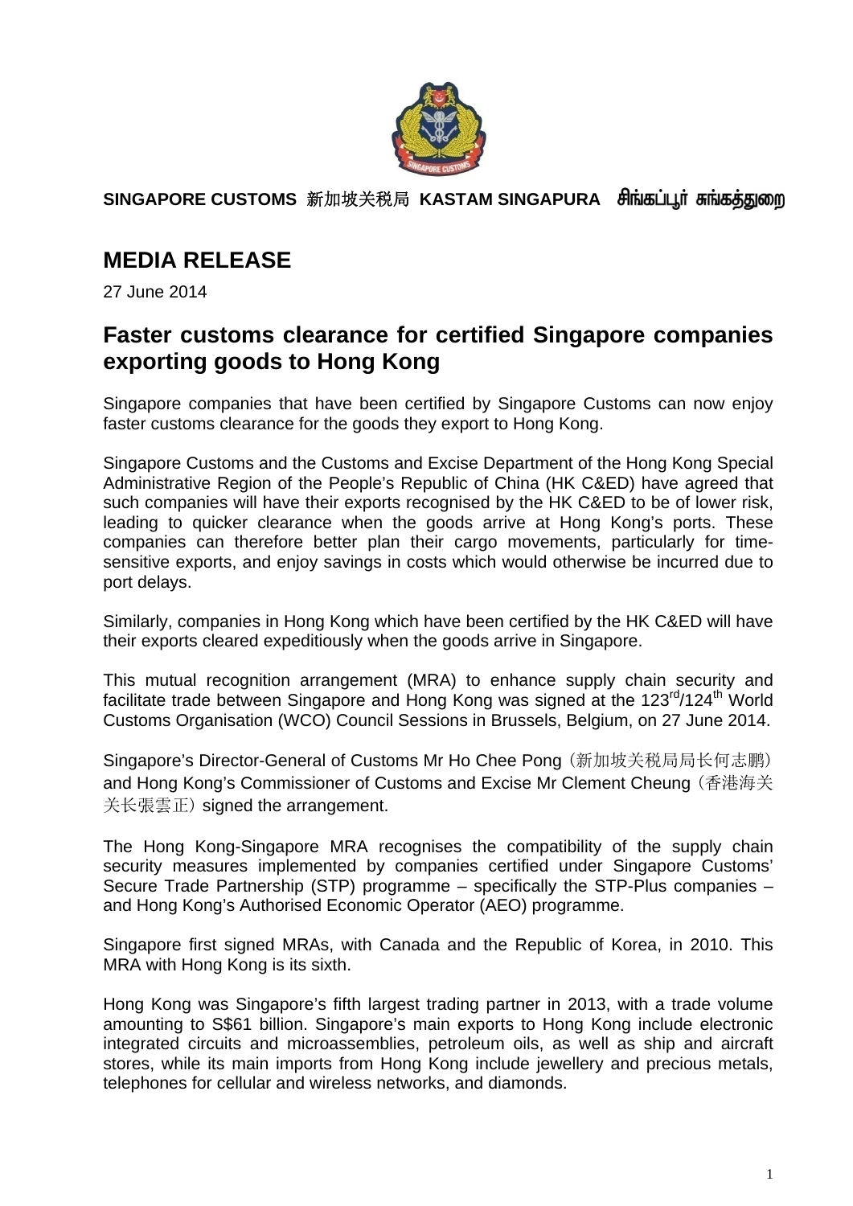SINGAPORE CUSTOMS 新加坡关税局 KASTAM SINGAPURA சிங்கப்பூர் சுங்கத்துறை

# MEDIA RELEASE

27 June 2014

## Faster customs clearance for certified Singapore companies exporting goods to Hong Kong

Singapore companies that have been certified by Singapore Customs can now enjoy faster customs clearance for the goods they export to Hong Kong.

Singapore Customs and the Customs and Excise Department of the Hong Kong Special Administrative Region of the People's Republic of China (HK C&ED) have agreed that such companies will have their exports recognised by the HK C&ED to be of lower risk, leading to quicker clearance when the goods arrive at Hong Kong's ports. These companies can therefore better plan their cargo movements, particularly for time-sensitive exports, and enjoy savings in costs which would otherwise be incurred due to port delays.

Similarly, companies in Hong Kong which have been certified by the HK C&ED will have their exports cleared expeditiously when the goods arrive in Singapore.

This mutual recognition arrangement (MRA) to enhance supply chain security and facilitate trade between Singapore and Hong Kong was signed at the 123rd/124th World Customs Organisation (WCO) Council Sessions in Brussels, Belgium, on 27 June 2014.

Singapore's Director-General of Customs Mr Ho Chee Pong（新加坡关税局局长何志鹏）and Hong Kong's Commissioner of Customs and Excise Mr Clement Cheung（香港海关关长張雲正）signed the arrangement.

The Hong Kong-Singapore MRA recognises the compatibility of the supply chain security measures implemented by companies certified under Singapore Customs' Secure Trade Partnership (STP) programme – specifically the STP-Plus companies – and Hong Kong's Authorised Economic Operator (AEO) programme.

Singapore first signed MRAs, with Canada and the Republic of Korea, in 2010. This MRA with Hong Kong is its sixth.

Hong Kong was Singapore's fifth largest trading partner in 2013, with a trade volume amounting to S$61 billion. Singapore's main exports to Hong Kong include electronic integrated circuits and microassemblies, petroleum oils, as well as ship and aircraft stores, while its main imports from Hong Kong include jewellery and precious metals, telephones for cellular and wireless networks, and diamonds.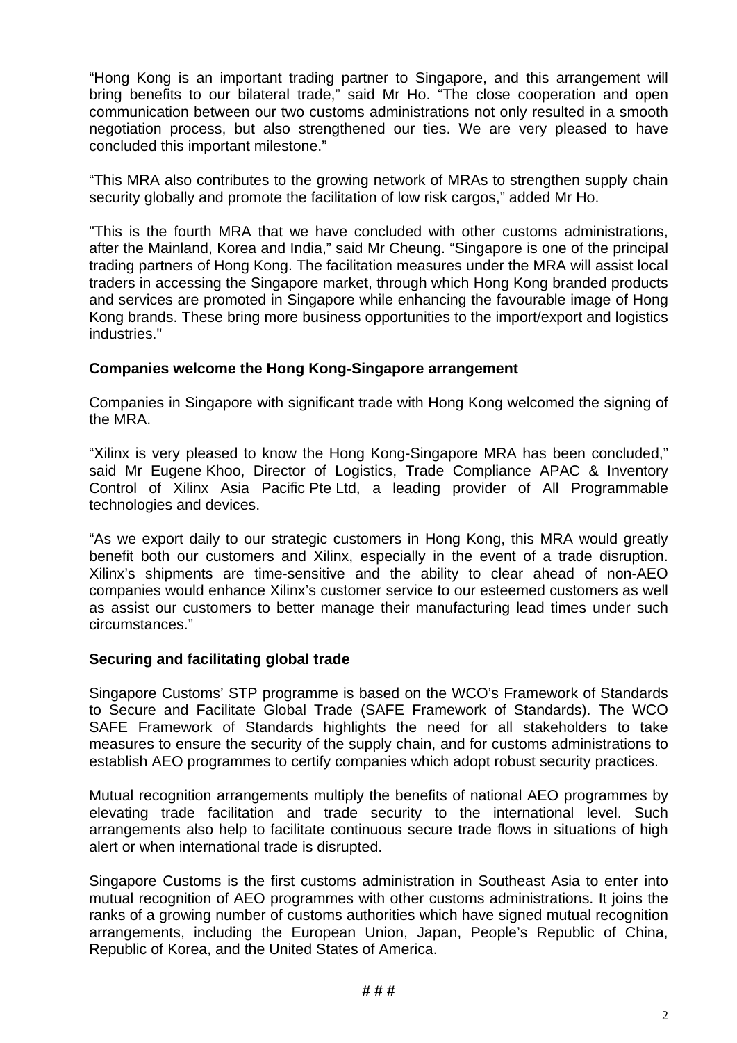"Hong Kong is an important trading partner to Singapore, and this arrangement will bring benefits to our bilateral trade," said Mr Ho. "The close cooperation and open communication between our two customs administrations not only resulted in a smooth negotiation process, but also strengthened our ties. We are very pleased to have concluded this important milestone."

"This MRA also contributes to the growing network of MRAs to strengthen supply chain security globally and promote the facilitation of low risk cargos," added Mr Ho.

"This is the fourth MRA that we have concluded with other customs administrations, after the Mainland, Korea and India," said Mr Cheung. "Singapore is one of the principal trading partners of Hong Kong. The facilitation measures under the MRA will assist local traders in accessing the Singapore market, through which Hong Kong branded products and services are promoted in Singapore while enhancing the favourable image of Hong Kong brands. These bring more business opportunities to the import/export and logistics industries."

**Companies welcome the Hong Kong-Singapore arrangement**

Companies in Singapore with significant trade with Hong Kong welcomed the signing of the MRA.

"Xilinx is very pleased to know the Hong Kong-Singapore MRA has been concluded," said Mr Eugene Khoo, Director of Logistics, Trade Compliance APAC & Inventory Control of Xilinx Asia Pacific Pte Ltd, a leading provider of All Programmable technologies and devices.

"As we export daily to our strategic customers in Hong Kong, this MRA would greatly benefit both our customers and Xilinx, especially in the event of a trade disruption. Xilinx's shipments are time-sensitive and the ability to clear ahead of non-AEO companies would enhance Xilinx's customer service to our esteemed customers as well as assist our customers to better manage their manufacturing lead times under such circumstances."

**Securing and facilitating global trade**

Singapore Customs' STP programme is based on the WCO's Framework of Standards to Secure and Facilitate Global Trade (SAFE Framework of Standards). The WCO SAFE Framework of Standards highlights the need for all stakeholders to take measures to ensure the security of the supply chain, and for customs administrations to establish AEO programmes to certify companies which adopt robust security practices.

Mutual recognition arrangements multiply the benefits of national AEO programmes by elevating trade facilitation and trade security to the international level. Such arrangements also help to facilitate continuous secure trade flows in situations of high alert or when international trade is disrupted.

Singapore Customs is the first customs administration in Southeast Asia to enter into mutual recognition of AEO programmes with other customs administrations. It joins the ranks of a growing number of customs authorities which have signed mutual recognition arrangements, including the European Union, Japan, People's Republic of China, Republic of Korea, and the United States of America.

# # #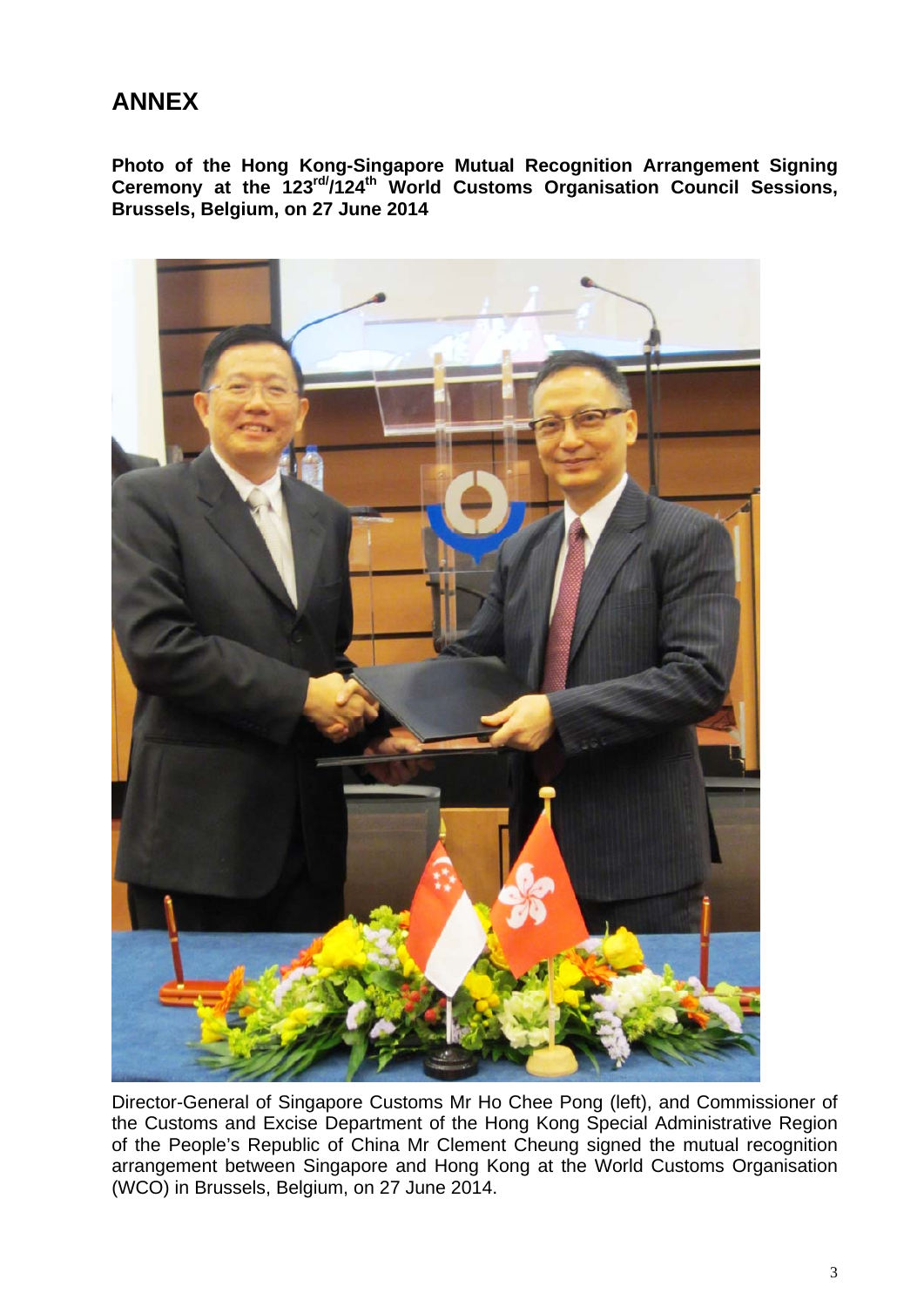# ANNEX

**Photo of the Hong Kong-Singapore Mutual Recognition Arrangement Signing Ceremony at the 123rd/124th World Customs Organisation Council Sessions, Brussels, Belgium, on 27 June 2014**

Director-General of Singapore Customs Mr Ho Chee Pong (left), and Commissioner of the Customs and Excise Department of the Hong Kong Special Administrative Region of the People's Republic of China Mr Clement Cheung signed the mutual recognition arrangement between Singapore and Hong Kong at the World Customs Organisation (WCO) in Brussels, Belgium, on 27 June 2014.